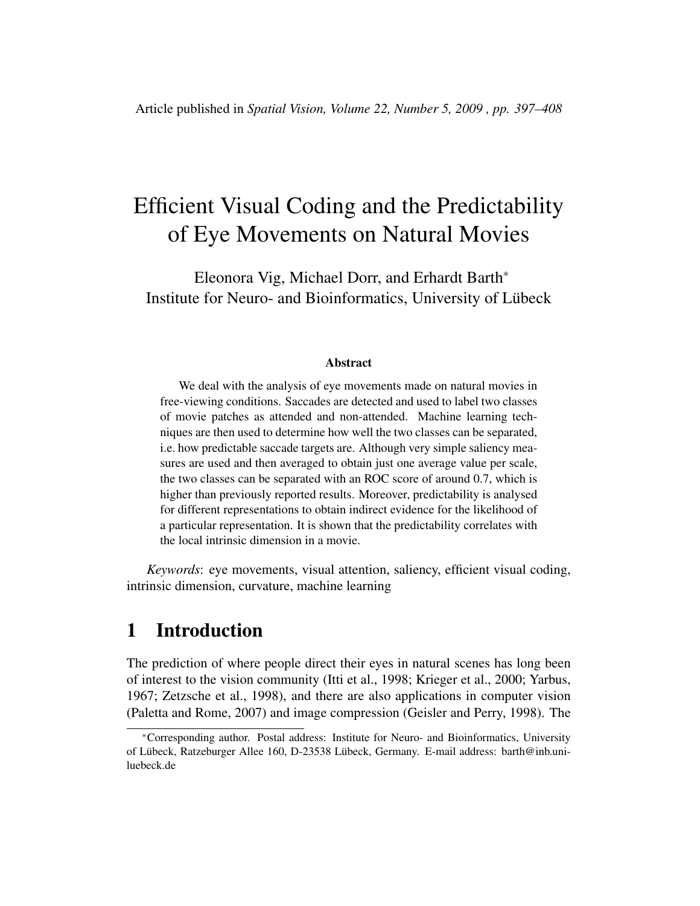Article published in *Spatial Vision, Volume 22, Number 5, 2009 , pp. 397–408*

# Efficient Visual Coding and the Predictability of Eye Movements on Natural Movies

Eleonora Vig, Michael Dorr, and Erhardt Barth*
Institute for Neuro- and Bioinformatics, University of Lübeck

### Abstract

We deal with the analysis of eye movements made on natural movies in free-viewing conditions. Saccades are detected and used to label two classes of movie patches as attended and non-attended. Machine learning techniques are then used to determine how well the two classes can be separated, i.e. how predictable saccade targets are. Although very simple saliency measures are used and then averaged to obtain just one average value per scale, the two classes can be separated with an ROC score of around 0.7, which is higher than previously reported results. Moreover, predictability is analysed for different representations to obtain indirect evidence for the likelihood of a particular representation. It is shown that the predictability correlates with the local intrinsic dimension in a movie.

*Keywords*: eye movements, visual attention, saliency, efficient visual coding, intrinsic dimension, curvature, machine learning

## 1 Introduction

The prediction of where people direct their eyes in natural scenes has long been of interest to the vision community (Itti et al., 1998; Krieger et al., 2000; Yarbus, 1967; Zetzsche et al., 1998), and there are also applications in computer vision (Paletta and Rome, 2007) and image compression (Geisler and Perry, 1998). The

*Corresponding author. Postal address: Institute for Neuro- and Bioinformatics, University of Lübeck, Ratzeburger Allee 160, D-23538 Lübeck, Germany. E-mail address: barth@inb.uni-luebeck.de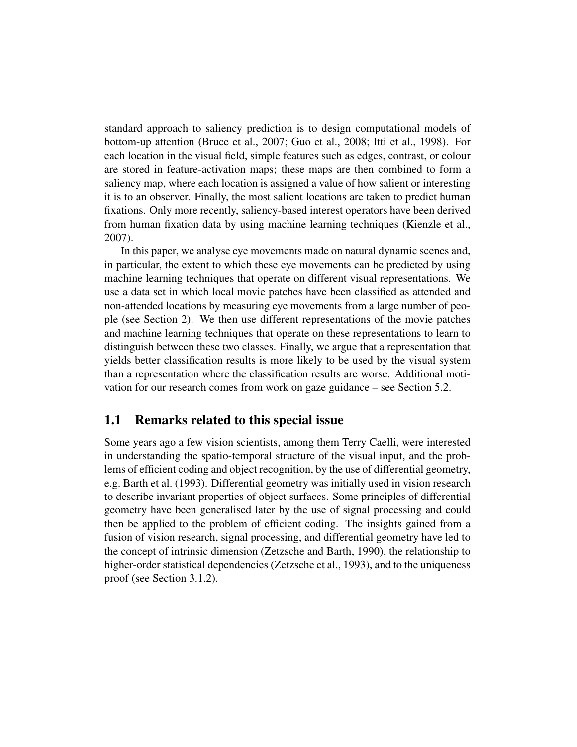standard approach to saliency prediction is to design computational models of bottom-up attention (Bruce et al., 2007; Guo et al., 2008; Itti et al., 1998). For each location in the visual field, simple features such as edges, contrast, or colour are stored in feature-activation maps; these maps are then combined to form a saliency map, where each location is assigned a value of how salient or interesting it is to an observer. Finally, the most salient locations are taken to predict human fixations. Only more recently, saliency-based interest operators have been derived from human fixation data by using machine learning techniques (Kienzle et al., 2007).

In this paper, we analyse eye movements made on natural dynamic scenes and, in particular, the extent to which these eye movements can be predicted by using machine learning techniques that operate on different visual representations. We use a data set in which local movie patches have been classified as attended and non-attended locations by measuring eye movements from a large number of people (see Section 2). We then use different representations of the movie patches and machine learning techniques that operate on these representations to learn to distinguish between these two classes. Finally, we argue that a representation that yields better classification results is more likely to be used by the visual system than a representation where the classification results are worse. Additional motivation for our research comes from work on gaze guidance – see Section 5.2.

## 1.1 Remarks related to this special issue

Some years ago a few vision scientists, among them Terry Caelli, were interested in understanding the spatio-temporal structure of the visual input, and the problems of efficient coding and object recognition, by the use of differential geometry, e.g. Barth et al. (1993). Differential geometry was initially used in vision research to describe invariant properties of object surfaces. Some principles of differential geometry have been generalised later by the use of signal processing and could then be applied to the problem of efficient coding. The insights gained from a fusion of vision research, signal processing, and differential geometry have led to the concept of intrinsic dimension (Zetzsche and Barth, 1990), the relationship to higher-order statistical dependencies (Zetzsche et al., 1993), and to the uniqueness proof (see Section 3.1.2).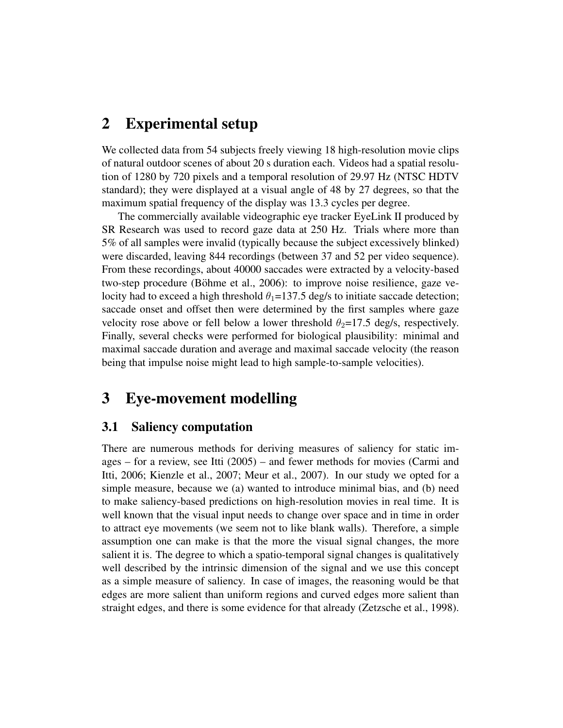## 2 Experimental setup

We collected data from 54 subjects freely viewing 18 high-resolution movie clips of natural outdoor scenes of about 20 s duration each. Videos had a spatial resolution of 1280 by 720 pixels and a temporal resolution of 29.97 Hz (NTSC HDTV standard); they were displayed at a visual angle of 48 by 27 degrees, so that the maximum spatial frequency of the display was 13.3 cycles per degree.

The commercially available videographic eye tracker EyeLink II produced by SR Research was used to record gaze data at 250 Hz. Trials where more than 5% of all samples were invalid (typically because the subject excessively blinked) were discarded, leaving 844 recordings (between 37 and 52 per video sequence). From these recordings, about 40000 saccades were extracted by a velocity-based two-step procedure (Böhme et al., 2006): to improve noise resilience, gaze velocity had to exceed a high threshold $\theta_1$=137.5 deg/s to initiate saccade detection; saccade onset and offset then were determined by the first samples where gaze velocity rose above or fell below a lower threshold $\theta_2$=17.5 deg/s, respectively. Finally, several checks were performed for biological plausibility: minimal and maximal saccade duration and average and maximal saccade velocity (the reason being that impulse noise might lead to high sample-to-sample velocities).

## 3 Eye-movement modelling

### 3.1 Saliency computation

There are numerous methods for deriving measures of saliency for static images – for a review, see Itti (2005) – and fewer methods for movies (Carmi and Itti, 2006; Kienzle et al., 2007; Meur et al., 2007). In our study we opted for a simple measure, because we (a) wanted to introduce minimal bias, and (b) need to make saliency-based predictions on high-resolution movies in real time. It is well known that the visual input needs to change over space and in time in order to attract eye movements (we seem not to like blank walls). Therefore, a simple assumption one can make is that the more the visual signal changes, the more salient it is. The degree to which a spatio-temporal signal changes is qualitatively well described by the intrinsic dimension of the signal and we use this concept as a simple measure of saliency. In case of images, the reasoning would be that edges are more salient than uniform regions and curved edges more salient than straight edges, and there is some evidence for that already (Zetzsche et al., 1998).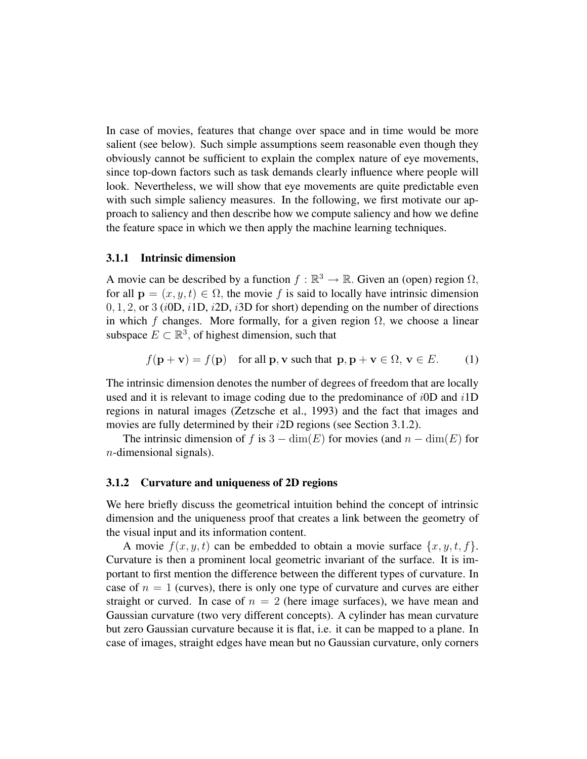In case of movies, features that change over space and in time would be more salient (see below). Such simple assumptions seem reasonable even though they obviously cannot be sufficient to explain the complex nature of eye movements, since top-down factors such as task demands clearly influence where people will look. Nevertheless, we will show that eye movements are quite predictable even with such simple saliency measures. In the following, we first motivate our approach to saliency and then describe how we compute saliency and how we define the feature space in which we then apply the machine learning techniques.

### 3.1.1 Intrinsic dimension

A movie can be described by a function $f : \mathbb{R}^3 \to \mathbb{R}$. Given an (open) region $\Omega$, for all $\mathbf{p} = (x, y, t) \in \Omega$, the movie $f$ is said to locally have intrinsic dimension $0, 1, 2,$ or $3$ ($i$0D, $i$1D, $i$2D, $i$3D for short) depending on the number of directions in which $f$ changes. More formally, for a given region $\Omega$, we choose a linear subspace $E \subset \mathbb{R}^3$, of highest dimension, such that

$$f(\mathbf{p} + \mathbf{v}) = f(\mathbf{p}) \quad \text{for all } \mathbf{p}, \mathbf{v} \text{ such that } \mathbf{p}, \mathbf{p} + \mathbf{v} \in \Omega,\ \mathbf{v} \in E. \tag{1}$$

The intrinsic dimension denotes the number of degrees of freedom that are locally used and it is relevant to image coding due to the predominance of $i$0D and $i$1D regions in natural images (Zetzsche et al., 1993) and the fact that images and movies are fully determined by their $i$2D regions (see Section 3.1.2).

The intrinsic dimension of $f$ is $3 - \dim(E)$ for movies (and $n - \dim(E)$ for $n$-dimensional signals).

### 3.1.2 Curvature and uniqueness of 2D regions

We here briefly discuss the geometrical intuition behind the concept of intrinsic dimension and the uniqueness proof that creates a link between the geometry of the visual input and its information content.

A movie $f(x, y, t)$ can be embedded to obtain a movie surface $\{x, y, t, f\}$. Curvature is then a prominent local geometric invariant of the surface. It is important to first mention the difference between the different types of curvature. In case of $n = 1$ (curves), there is only one type of curvature and curves are either straight or curved. In case of $n = 2$ (here image surfaces), we have mean and Gaussian curvature (two very different concepts). A cylinder has mean curvature but zero Gaussian curvature because it is flat, i.e. it can be mapped to a plane. In case of images, straight edges have mean but no Gaussian curvature, only corners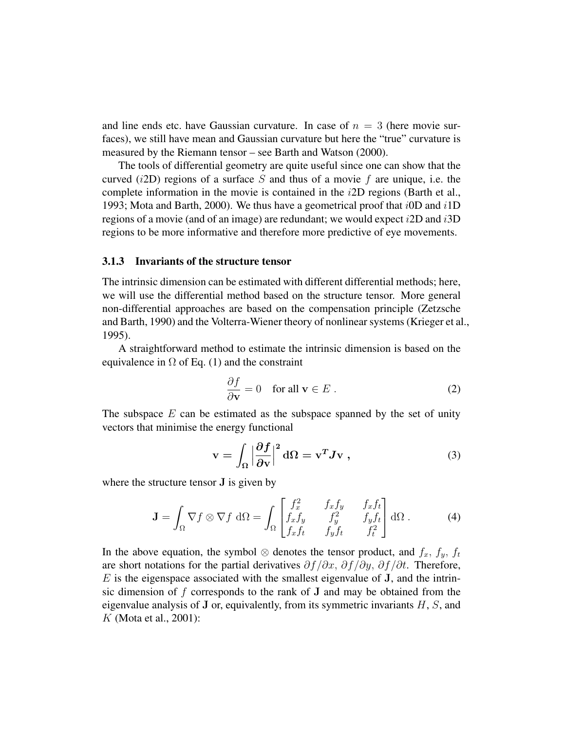and line ends etc. have Gaussian curvature. In case of $n = 3$ (here movie surfaces), we still have mean and Gaussian curvature but here the "true" curvature is measured by the Riemann tensor – see Barth and Watson (2000).

The tools of differential geometry are quite useful since one can show that the curved ($i$2D) regions of a surface $S$ and thus of a movie $f$ are unique, i.e. the complete information in the movie is contained in the $i$2D regions (Barth et al., 1993; Mota and Barth, 2000). We thus have a geometrical proof that $i$0D and $i$1D regions of a movie (and of an image) are redundant; we would expect $i$2D and $i$3D regions to be more informative and therefore more predictive of eye movements.

### 3.1.3 Invariants of the structure tensor

The intrinsic dimension can be estimated with different differential methods; here, we will use the differential method based on the structure tensor. More general non-differential approaches are based on the compensation principle (Zetzsche and Barth, 1990) and the Volterra-Wiener theory of nonlinear systems (Krieger et al., 1995).

A straightforward method to estimate the intrinsic dimension is based on the equivalence in $\Omega$ of Eq. (1) and the constraint

$$\frac{\partial f}{\partial \mathbf{v}} = 0 \quad \text{for all } \mathbf{v} \in E \; . \tag{2}$$

The subspace $E$ can be estimated as the subspace spanned by the set of unity vectors that minimise the energy functional

$$\mathbf{v} = \int_{\boldsymbol{\Omega}} \left| \frac{\boldsymbol{\partial f}}{\boldsymbol{\partial} \mathbf{v}} \right|^{\mathbf{2}} \mathbf{d\Omega} = \mathbf{v}^{\boldsymbol{T}} \boldsymbol{J} \mathbf{v} \; , \tag{3}$$

where the structure tensor $\mathbf{J}$ is given by

$$\mathbf{J} = \int_{\Omega} \nabla f \otimes \nabla f \; \mathrm{d}\Omega = \int_{\Omega} \begin{bmatrix} f_x^2 & f_x f_y & f_x f_t \\ f_x f_y & f_y^2 & f_y f_t \\ f_x f_t & f_y f_t & f_t^2 \end{bmatrix} \mathrm{d}\Omega \; . \tag{4}$$

In the above equation, the symbol $\otimes$ denotes the tensor product, and $f_x$, $f_y$, $f_t$ are short notations for the partial derivatives $\partial f / \partial x$, $\partial f / \partial y$, $\partial f / \partial t$. Therefore, $E$ is the eigenspace associated with the smallest eigenvalue of $\mathbf{J}$, and the intrinsic dimension of $f$ corresponds to the rank of $\mathbf{J}$ and may be obtained from the eigenvalue analysis of $\mathbf{J}$ or, equivalently, from its symmetric invariants $H$, $S$, and $K$ (Mota et al., 2001):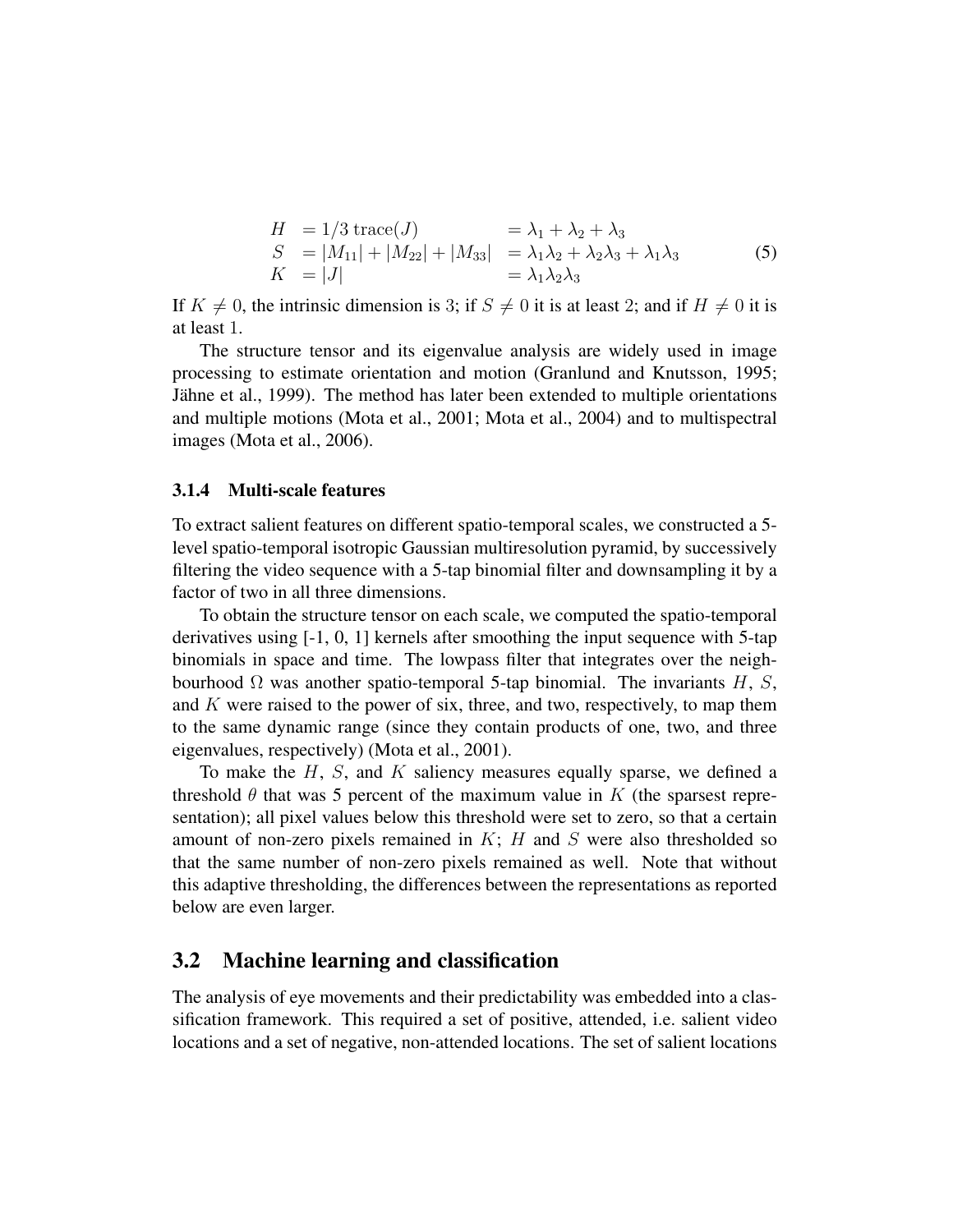$$
\begin{array}{llll}
H & = 1/3 \operatorname{trace}(J) & = \lambda_1 + \lambda_2 + \lambda_3 \\
S & = |M_{11}| + |M_{22}| + |M_{33}| & = \lambda_1\lambda_2 + \lambda_2\lambda_3 + \lambda_1\lambda_3 \\
K & = |J| & = \lambda_1\lambda_2\lambda_3
\end{array}
\tag{5}
$$

If $K \neq 0$, the intrinsic dimension is $3$; if $S \neq 0$ it is at least $2$; and if $H \neq 0$ it is at least $1$.

The structure tensor and its eigenvalue analysis are widely used in image processing to estimate orientation and motion (Granlund and Knutsson, 1995; Jähne et al., 1999). The method has later been extended to multiple orientations and multiple motions (Mota et al., 2001; Mota et al., 2004) and to multispectral images (Mota et al., 2006).

#### 3.1.4 Multi-scale features

To extract salient features on different spatio-temporal scales, we constructed a 5-level spatio-temporal isotropic Gaussian multiresolution pyramid, by successively filtering the video sequence with a 5-tap binomial filter and downsampling it by a factor of two in all three dimensions.

To obtain the structure tensor on each scale, we computed the spatio-temporal derivatives using [-1, 0, 1] kernels after smoothing the input sequence with 5-tap binomials in space and time. The lowpass filter that integrates over the neighbourhood $\Omega$ was another spatio-temporal 5-tap binomial. The invariants $H$, $S$, and $K$ were raised to the power of six, three, and two, respectively, to map them to the same dynamic range (since they contain products of one, two, and three eigenvalues, respectively) (Mota et al., 2001).

To make the $H$, $S$, and $K$ saliency measures equally sparse, we defined a threshold $\theta$ that was 5 percent of the maximum value in $K$ (the sparsest representation); all pixel values below this threshold were set to zero, so that a certain amount of non-zero pixels remained in $K$; $H$ and $S$ were also thresholded so that the same number of non-zero pixels remained as well. Note that without this adaptive thresholding, the differences between the representations as reported below are even larger.

## 3.2 Machine learning and classification

The analysis of eye movements and their predictability was embedded into a classification framework. This required a set of positive, attended, i.e. salient video locations and a set of negative, non-attended locations. The set of salient locations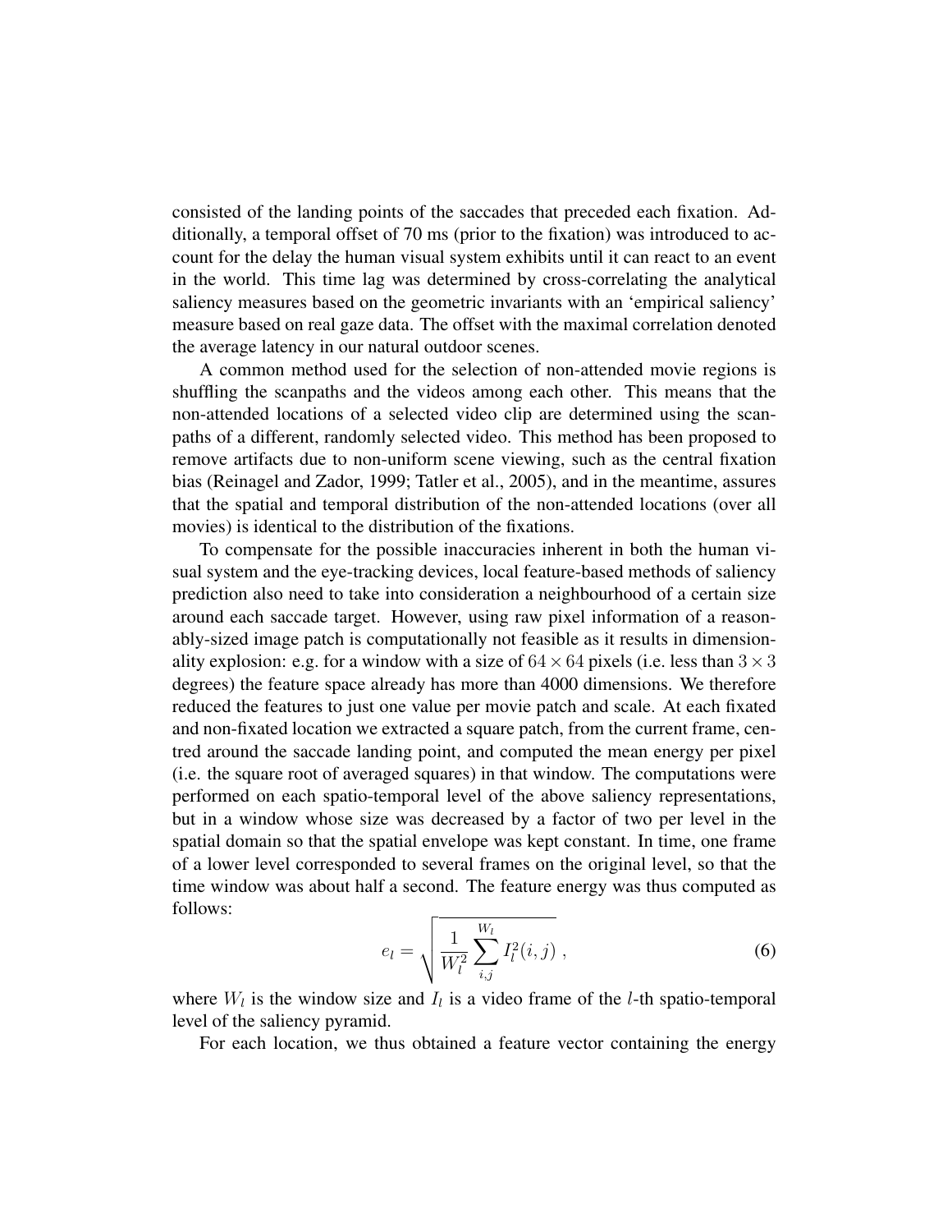consisted of the landing points of the saccades that preceded each fixation. Additionally, a temporal offset of 70 ms (prior to the fixation) was introduced to account for the delay the human visual system exhibits until it can react to an event in the world. This time lag was determined by cross-correlating the analytical saliency measures based on the geometric invariants with an 'empirical saliency' measure based on real gaze data. The offset with the maximal correlation denoted the average latency in our natural outdoor scenes.

A common method used for the selection of non-attended movie regions is shuffling the scanpaths and the videos among each other. This means that the non-attended locations of a selected video clip are determined using the scanpaths of a different, randomly selected video. This method has been proposed to remove artifacts due to non-uniform scene viewing, such as the central fixation bias (Reinagel and Zador, 1999; Tatler et al., 2005), and in the meantime, assures that the spatial and temporal distribution of the non-attended locations (over all movies) is identical to the distribution of the fixations.

To compensate for the possible inaccuracies inherent in both the human visual system and the eye-tracking devices, local feature-based methods of saliency prediction also need to take into consideration a neighbourhood of a certain size around each saccade target. However, using raw pixel information of a reasonably-sized image patch is computationally not feasible as it results in dimensionality explosion: e.g. for a window with a size of $64 \times 64$ pixels (i.e. less than $3 \times 3$ degrees) the feature space already has more than 4000 dimensions. We therefore reduced the features to just one value per movie patch and scale. At each fixated and non-fixated location we extracted a square patch, from the current frame, centred around the saccade landing point, and computed the mean energy per pixel (i.e. the square root of averaged squares) in that window. The computations were performed on each spatio-temporal level of the above saliency representations, but in a window whose size was decreased by a factor of two per level in the spatial domain so that the spatial envelope was kept constant. In time, one frame of a lower level corresponded to several frames on the original level, so that the time window was about half a second. The feature energy was thus computed as follows:

$$e_l = \sqrt{\frac{1}{W_l^2} \sum_{i,j}^{W_l} I_l^2(i,j)} \, , \tag{6}$$

where $W_l$ is the window size and $I_l$ is a video frame of the $l$-th spatio-temporal level of the saliency pyramid.

For each location, we thus obtained a feature vector containing the energy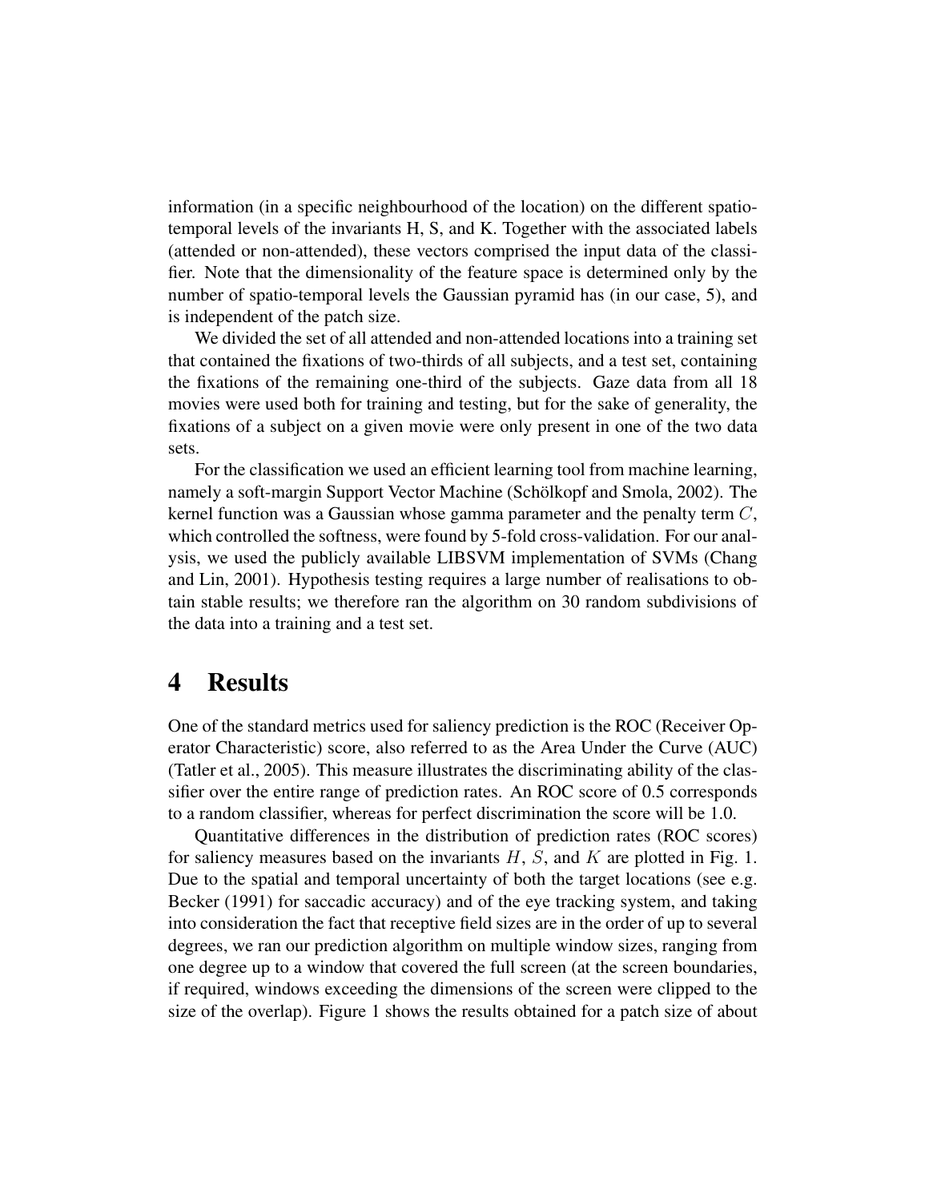information (in a specific neighbourhood of the location) on the different spatio-temporal levels of the invariants H, S, and K. Together with the associated labels (attended or non-attended), these vectors comprised the input data of the classifier. Note that the dimensionality of the feature space is determined only by the number of spatio-temporal levels the Gaussian pyramid has (in our case, 5), and is independent of the patch size.

We divided the set of all attended and non-attended locations into a training set that contained the fixations of two-thirds of all subjects, and a test set, containing the fixations of the remaining one-third of the subjects. Gaze data from all 18 movies were used both for training and testing, but for the sake of generality, the fixations of a subject on a given movie were only present in one of the two data sets.

For the classification we used an efficient learning tool from machine learning, namely a soft-margin Support Vector Machine (Schölkopf and Smola, 2002). The kernel function was a Gaussian whose gamma parameter and the penalty term $C$, which controlled the softness, were found by 5-fold cross-validation. For our analysis, we used the publicly available LIBSVM implementation of SVMs (Chang and Lin, 2001). Hypothesis testing requires a large number of realisations to obtain stable results; we therefore ran the algorithm on 30 random subdivisions of the data into a training and a test set.

# 4 Results

One of the standard metrics used for saliency prediction is the ROC (Receiver Operator Characteristic) score, also referred to as the Area Under the Curve (AUC) (Tatler et al., 2005). This measure illustrates the discriminating ability of the classifier over the entire range of prediction rates. An ROC score of 0.5 corresponds to a random classifier, whereas for perfect discrimination the score will be 1.0.

Quantitative differences in the distribution of prediction rates (ROC scores) for saliency measures based on the invariants $H$, $S$, and $K$ are plotted in Fig. 1. Due to the spatial and temporal uncertainty of both the target locations (see e.g. Becker (1991) for saccadic accuracy) and of the eye tracking system, and taking into consideration the fact that receptive field sizes are in the order of up to several degrees, we ran our prediction algorithm on multiple window sizes, ranging from one degree up to a window that covered the full screen (at the screen boundaries, if required, windows exceeding the dimensions of the screen were clipped to the size of the overlap). Figure 1 shows the results obtained for a patch size of about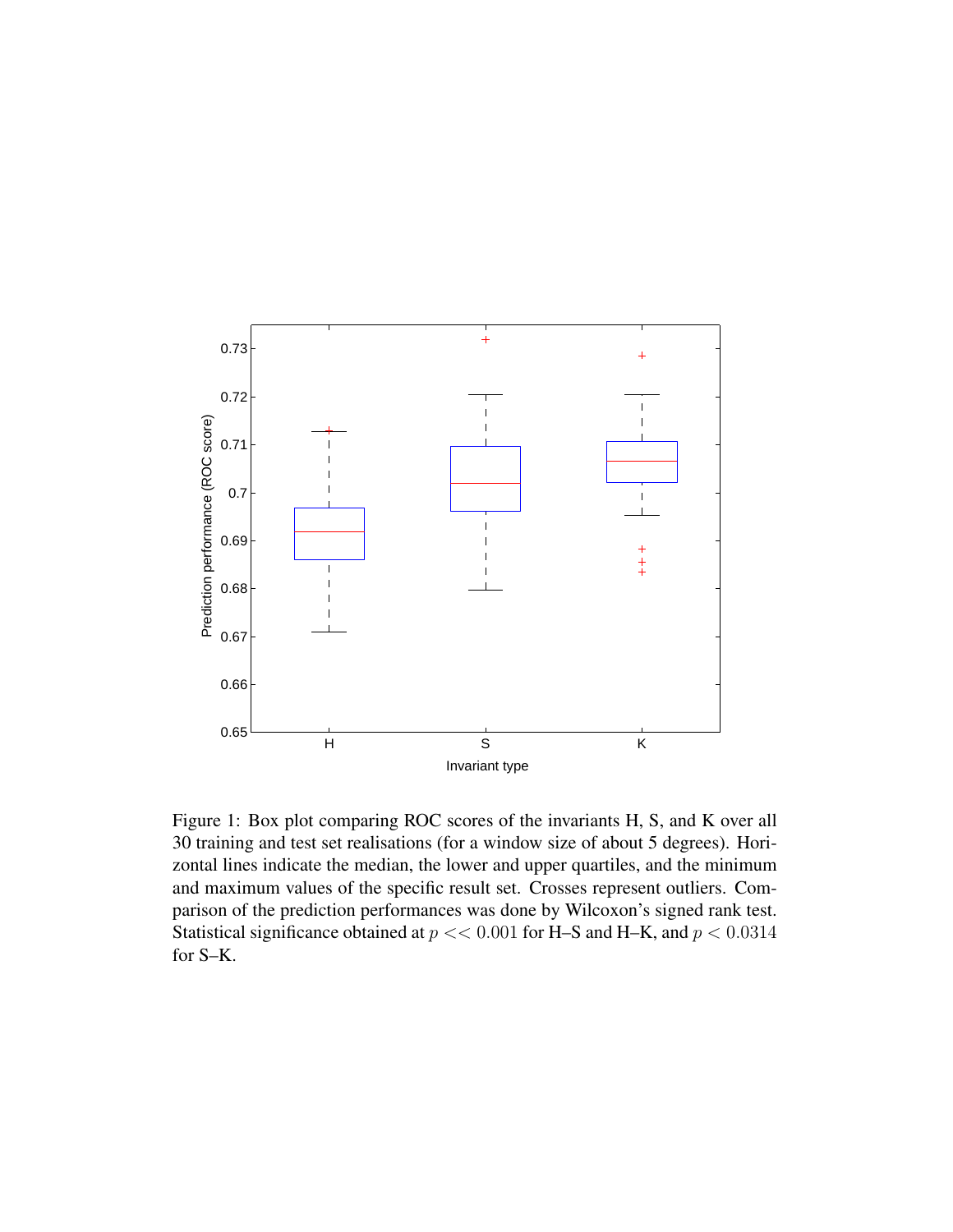Figure 1: Box plot comparing ROC scores of the invariants H, S, and K over all 30 training and test set realisations (for a window size of about 5 degrees). Horizontal lines indicate the median, the lower and upper quartiles, and the minimum and maximum values of the specific result set. Crosses represent outliers. Comparison of the prediction performances was done by Wilcoxon's signed rank test. Statistical significance obtained at $p << 0.001$ for H–S and H–K, and $p < 0.0314$ for S–K.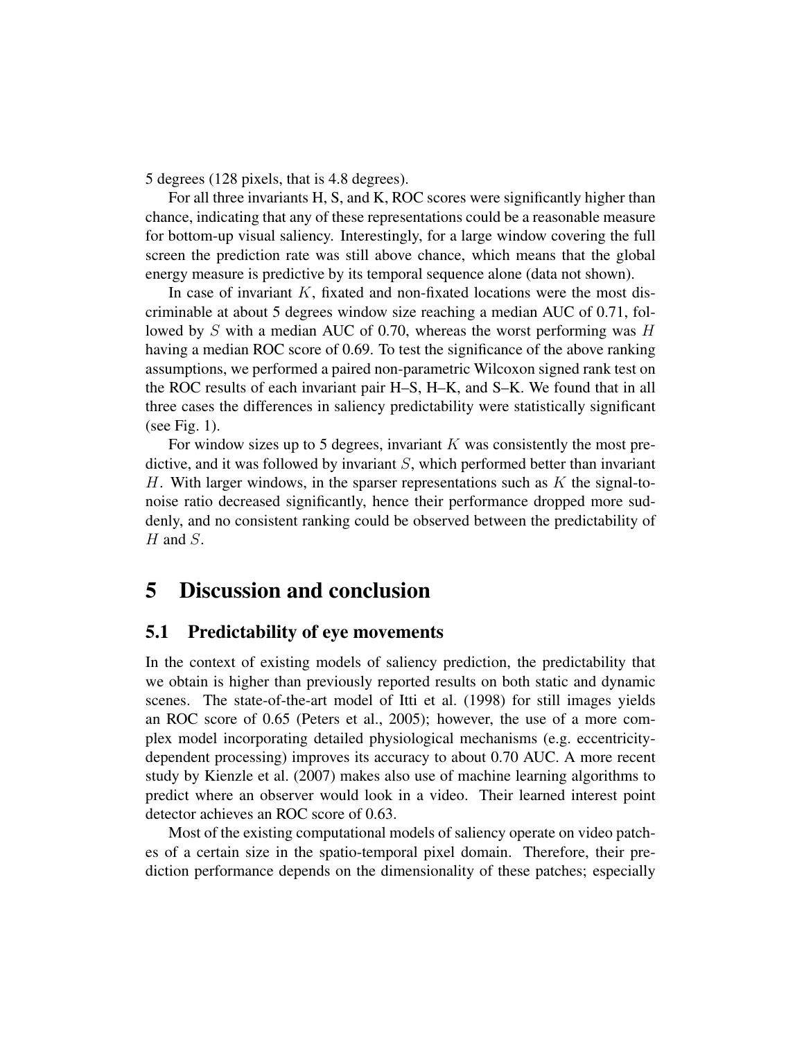5 degrees (128 pixels, that is 4.8 degrees).

For all three invariants H, S, and K, ROC scores were significantly higher than chance, indicating that any of these representations could be a reasonable measure for bottom-up visual saliency. Interestingly, for a large window covering the full screen the prediction rate was still above chance, which means that the global energy measure is predictive by its temporal sequence alone (data not shown).

In case of invariant $K$, fixated and non-fixated locations were the most discriminable at about 5 degrees window size reaching a median AUC of 0.71, followed by $S$ with a median AUC of 0.70, whereas the worst performing was $H$ having a median ROC score of 0.69. To test the significance of the above ranking assumptions, we performed a paired non-parametric Wilcoxon signed rank test on the ROC results of each invariant pair H–S, H–K, and S–K. We found that in all three cases the differences in saliency predictability were statistically significant (see Fig. 1).

For window sizes up to 5 degrees, invariant $K$ was consistently the most predictive, and it was followed by invariant $S$, which performed better than invariant $H$. With larger windows, in the sparser representations such as $K$ the signal-to-noise ratio decreased significantly, hence their performance dropped more suddenly, and no consistent ranking could be observed between the predictability of $H$ and $S$.

# 5 Discussion and conclusion

## 5.1 Predictability of eye movements

In the context of existing models of saliency prediction, the predictability that we obtain is higher than previously reported results on both static and dynamic scenes. The state-of-the-art model of Itti et al. (1998) for still images yields an ROC score of 0.65 (Peters et al., 2005); however, the use of a more complex model incorporating detailed physiological mechanisms (e.g. eccentricity-dependent processing) improves its accuracy to about 0.70 AUC. A more recent study by Kienzle et al. (2007) makes also use of machine learning algorithms to predict where an observer would look in a video. Their learned interest point detector achieves an ROC score of 0.63.

Most of the existing computational models of saliency operate on video patches of a certain size in the spatio-temporal pixel domain. Therefore, their prediction performance depends on the dimensionality of these patches; especially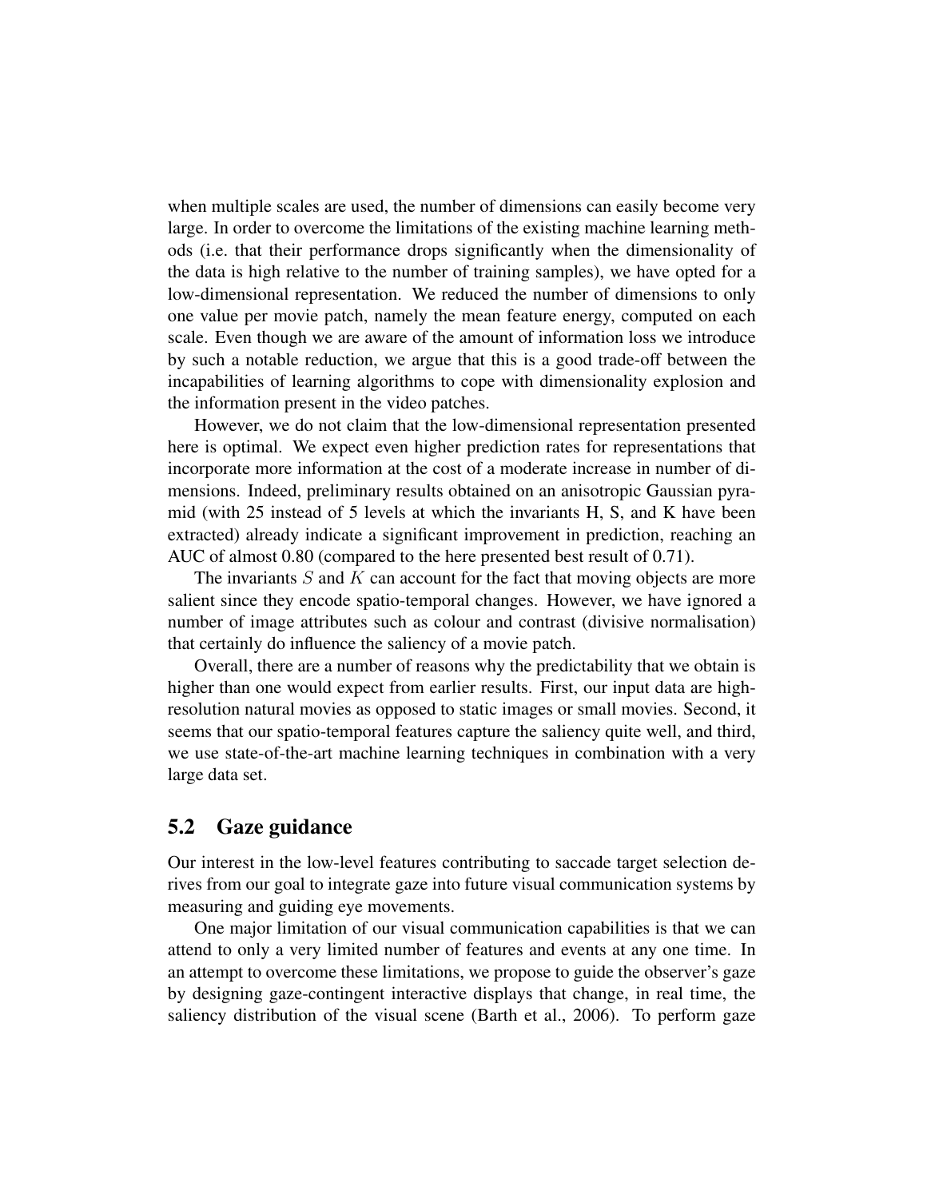when multiple scales are used, the number of dimensions can easily become very large. In order to overcome the limitations of the existing machine learning methods (i.e. that their performance drops significantly when the dimensionality of the data is high relative to the number of training samples), we have opted for a low-dimensional representation. We reduced the number of dimensions to only one value per movie patch, namely the mean feature energy, computed on each scale. Even though we are aware of the amount of information loss we introduce by such a notable reduction, we argue that this is a good trade-off between the incapabilities of learning algorithms to cope with dimensionality explosion and the information present in the video patches.

However, we do not claim that the low-dimensional representation presented here is optimal. We expect even higher prediction rates for representations that incorporate more information at the cost of a moderate increase in number of dimensions. Indeed, preliminary results obtained on an anisotropic Gaussian pyramid (with 25 instead of 5 levels at which the invariants H, S, and K have been extracted) already indicate a significant improvement in prediction, reaching an AUC of almost 0.80 (compared to the here presented best result of 0.71).

The invariants $S$ and $K$ can account for the fact that moving objects are more salient since they encode spatio-temporal changes. However, we have ignored a number of image attributes such as colour and contrast (divisive normalisation) that certainly do influence the saliency of a movie patch.

Overall, there are a number of reasons why the predictability that we obtain is higher than one would expect from earlier results. First, our input data are high-resolution natural movies as opposed to static images or small movies. Second, it seems that our spatio-temporal features capture the saliency quite well, and third, we use state-of-the-art machine learning techniques in combination with a very large data set.

## 5.2 Gaze guidance

Our interest in the low-level features contributing to saccade target selection derives from our goal to integrate gaze into future visual communication systems by measuring and guiding eye movements.

One major limitation of our visual communication capabilities is that we can attend to only a very limited number of features and events at any one time. In an attempt to overcome these limitations, we propose to guide the observer's gaze by designing gaze-contingent interactive displays that change, in real time, the saliency distribution of the visual scene (Barth et al., 2006). To perform gaze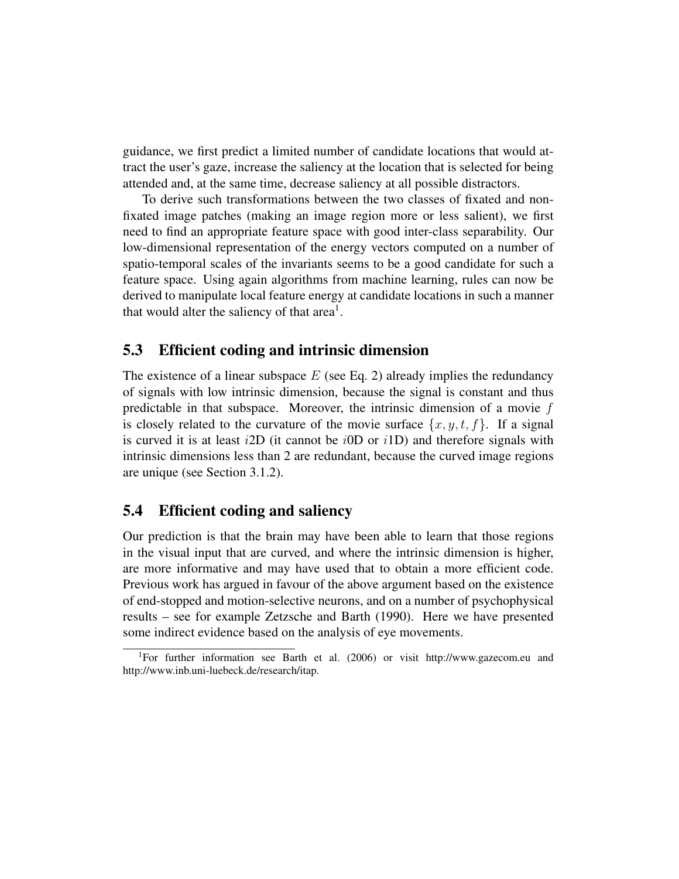guidance, we first predict a limited number of candidate locations that would attract the user's gaze, increase the saliency at the location that is selected for being attended and, at the same time, decrease saliency at all possible distractors.

To derive such transformations between the two classes of fixated and non-fixated image patches (making an image region more or less salient), we first need to find an appropriate feature space with good inter-class separability. Our low-dimensional representation of the energy vectors computed on a number of spatio-temporal scales of the invariants seems to be a good candidate for such a feature space. Using again algorithms from machine learning, rules can now be derived to manipulate local feature energy at candidate locations in such a manner that would alter the saliency of that area[1].

## 5.3 Efficient coding and intrinsic dimension

The existence of a linear subspace $E$ (see Eq. 2) already implies the redundancy of signals with low intrinsic dimension, because the signal is constant and thus predictable in that subspace. Moreover, the intrinsic dimension of a movie $f$ is closely related to the curvature of the movie surface $\{x, y, t, f\}$. If a signal is curved it is at least $i$2D (it cannot be $i$0D or $i$1D) and therefore signals with intrinsic dimensions less than 2 are redundant, because the curved image regions are unique (see Section 3.1.2).

## 5.4 Efficient coding and saliency

Our prediction is that the brain may have been able to learn that those regions in the visual input that are curved, and where the intrinsic dimension is higher, are more informative and may have used that to obtain a more efficient code. Previous work has argued in favour of the above argument based on the existence of end-stopped and motion-selective neurons, and on a number of psychophysical results – see for example Zetzsche and Barth (1990). Here we have presented some indirect evidence based on the analysis of eye movements.

[1]For further information see Barth et al. (2006) or visit http://www.gazecom.eu and http://www.inb.uni-luebeck.de/research/itap.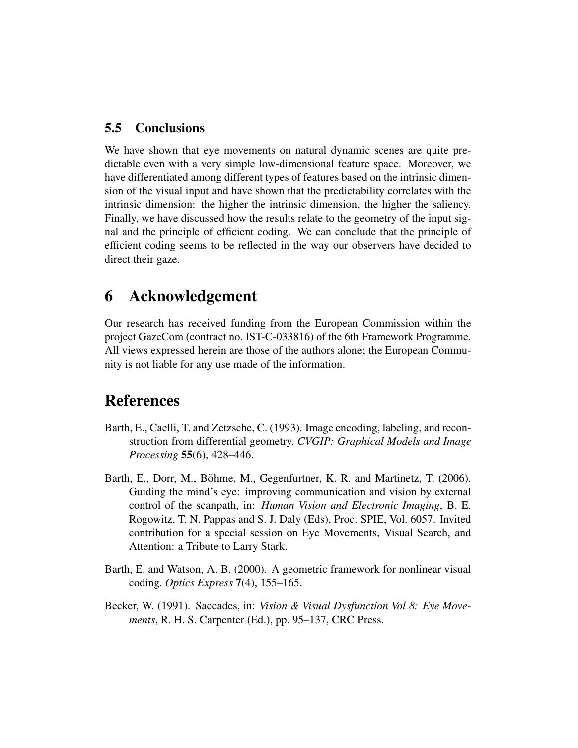### 5.5 Conclusions

We have shown that eye movements on natural dynamic scenes are quite predictable even with a very simple low-dimensional feature space. Moreover, we have differentiated among different types of features based on the intrinsic dimension of the visual input and have shown that the predictability correlates with the intrinsic dimension: the higher the intrinsic dimension, the higher the saliency. Finally, we have discussed how the results relate to the geometry of the input signal and the principle of efficient coding. We can conclude that the principle of efficient coding seems to be reflected in the way our observers have decided to direct their gaze.

## 6 Acknowledgement

Our research has received funding from the European Commission within the project GazeCom (contract no. IST-C-033816) of the 6th Framework Programme. All views expressed herein are those of the authors alone; the European Community is not liable for any use made of the information.

## References

Barth, E., Caelli, T. and Zetzsche, C. (1993). Image encoding, labeling, and reconstruction from differential geometry. *CVGIP: Graphical Models and Image Processing* **55**(6), 428–446.

Barth, E., Dorr, M., Böhme, M., Gegenfurtner, K. R. and Martinetz, T. (2006). Guiding the mind's eye: improving communication and vision by external control of the scanpath, in: *Human Vision and Electronic Imaging*, B. E. Rogowitz, T. N. Pappas and S. J. Daly (Eds), Proc. SPIE, Vol. 6057. Invited contribution for a special session on Eye Movements, Visual Search, and Attention: a Tribute to Larry Stark.

Barth, E. and Watson, A. B. (2000). A geometric framework for nonlinear visual coding. *Optics Express* **7**(4), 155–165.

Becker, W. (1991). Saccades, in: *Vision & Visual Dysfunction Vol 8: Eye Movements*, R. H. S. Carpenter (Ed.), pp. 95–137, CRC Press.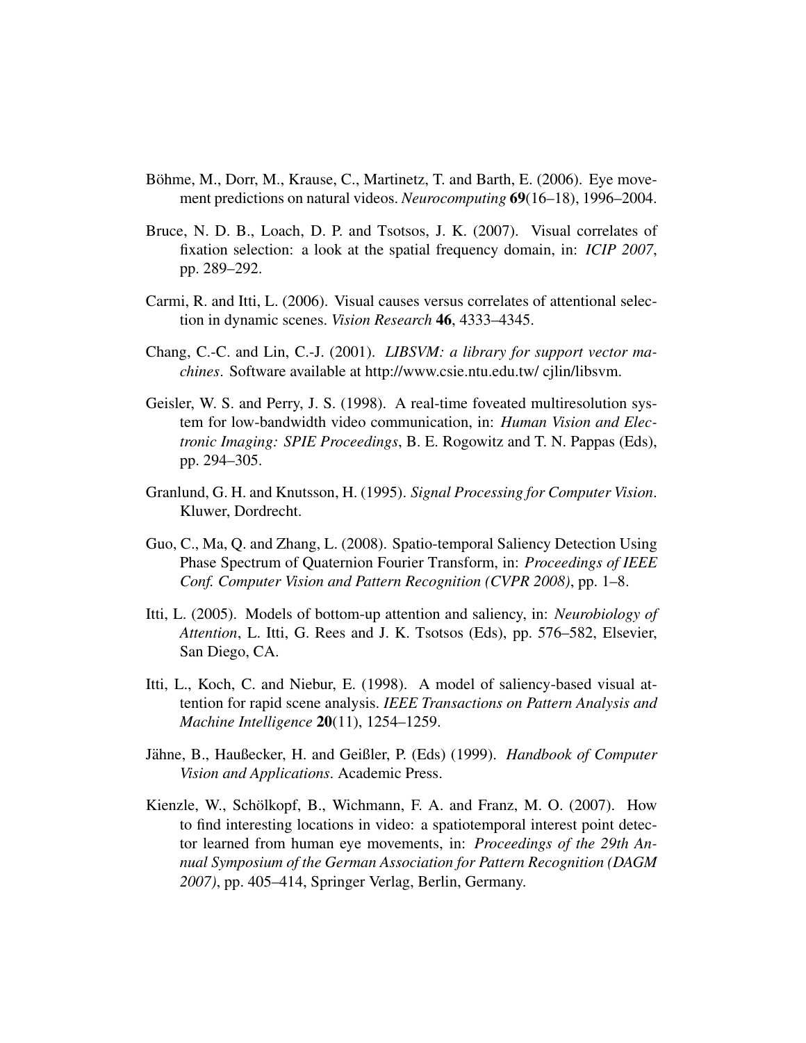Böhme, M., Dorr, M., Krause, C., Martinetz, T. and Barth, E. (2006). Eye movement predictions on natural videos. *Neurocomputing* **69**(16–18), 1996–2004.

Bruce, N. D. B., Loach, D. P. and Tsotsos, J. K. (2007). Visual correlates of fixation selection: a look at the spatial frequency domain, in: *ICIP 2007*, pp. 289–292.

Carmi, R. and Itti, L. (2006). Visual causes versus correlates of attentional selection in dynamic scenes. *Vision Research* **46**, 4333–4345.

Chang, C.-C. and Lin, C.-J. (2001). *LIBSVM: a library for support vector machines*. Software available at http://www.csie.ntu.edu.tw/ cjlin/libsvm.

Geisler, W. S. and Perry, J. S. (1998). A real-time foveated multiresolution system for low-bandwidth video communication, in: *Human Vision and Electronic Imaging: SPIE Proceedings*, B. E. Rogowitz and T. N. Pappas (Eds), pp. 294–305.

Granlund, G. H. and Knutsson, H. (1995). *Signal Processing for Computer Vision*. Kluwer, Dordrecht.

Guo, C., Ma, Q. and Zhang, L. (2008). Spatio-temporal Saliency Detection Using Phase Spectrum of Quaternion Fourier Transform, in: *Proceedings of IEEE Conf. Computer Vision and Pattern Recognition (CVPR 2008)*, pp. 1–8.

Itti, L. (2005). Models of bottom-up attention and saliency, in: *Neurobiology of Attention*, L. Itti, G. Rees and J. K. Tsotsos (Eds), pp. 576–582, Elsevier, San Diego, CA.

Itti, L., Koch, C. and Niebur, E. (1998). A model of saliency-based visual attention for rapid scene analysis. *IEEE Transactions on Pattern Analysis and Machine Intelligence* **20**(11), 1254–1259.

Jähne, B., Haußecker, H. and Geißler, P. (Eds) (1999). *Handbook of Computer Vision and Applications*. Academic Press.

Kienzle, W., Schölkopf, B., Wichmann, F. A. and Franz, M. O. (2007). How to find interesting locations in video: a spatiotemporal interest point detector learned from human eye movements, in: *Proceedings of the 29th Annual Symposium of the German Association for Pattern Recognition (DAGM 2007)*, pp. 405–414, Springer Verlag, Berlin, Germany.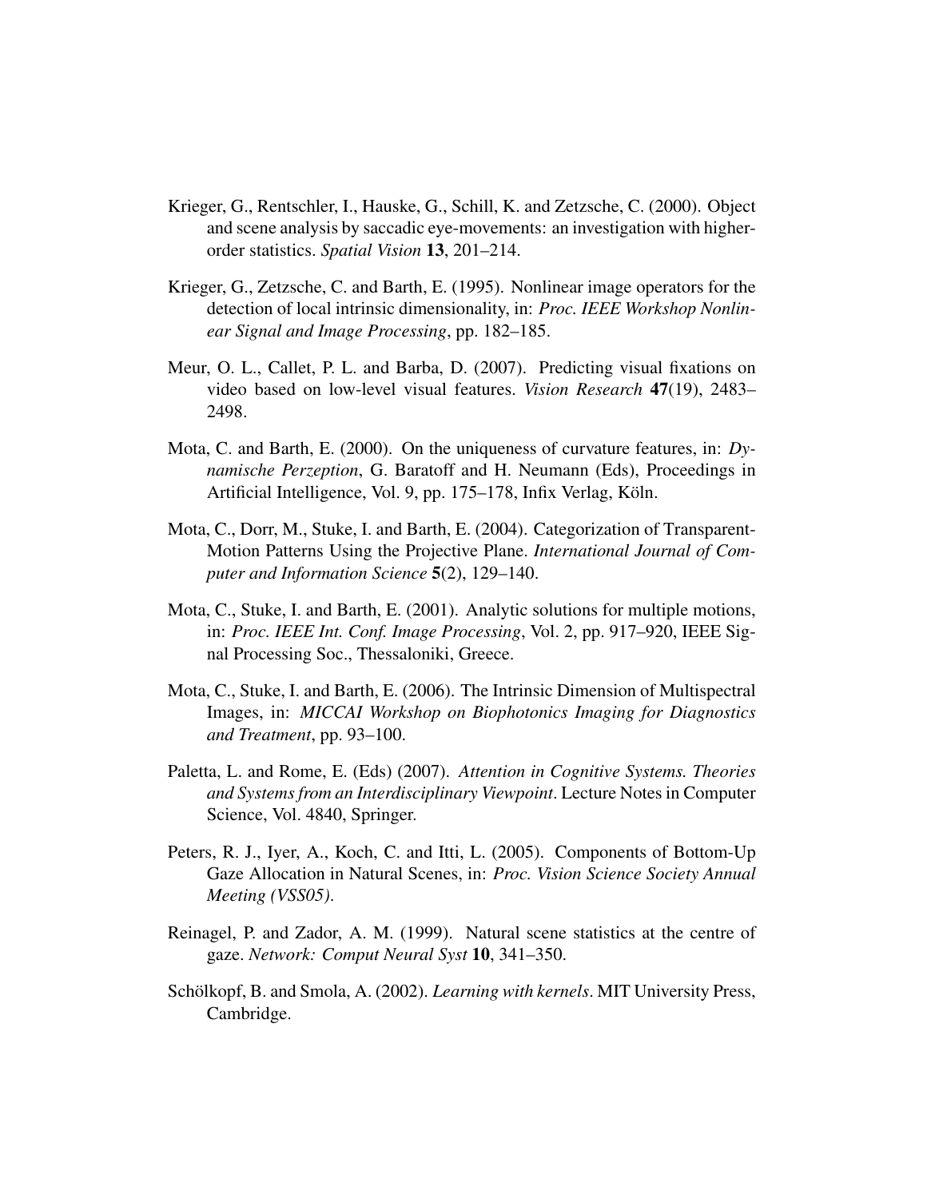Krieger, G., Rentschler, I., Hauske, G., Schill, K. and Zetzsche, C. (2000). Object and scene analysis by saccadic eye-movements: an investigation with higher-order statistics. *Spatial Vision* **13**, 201–214.

Krieger, G., Zetzsche, C. and Barth, E. (1995). Nonlinear image operators for the detection of local intrinsic dimensionality, in: *Proc. IEEE Workshop Nonlinear Signal and Image Processing*, pp. 182–185.

Meur, O. L., Callet, P. L. and Barba, D. (2007). Predicting visual fixations on video based on low-level visual features. *Vision Research* **47**(19), 2483–2498.

Mota, C. and Barth, E. (2000). On the uniqueness of curvature features, in: *Dynamische Perzeption*, G. Baratoff and H. Neumann (Eds), Proceedings in Artificial Intelligence, Vol. 9, pp. 175–178, Infix Verlag, Köln.

Mota, C., Dorr, M., Stuke, I. and Barth, E. (2004). Categorization of Transparent-Motion Patterns Using the Projective Plane. *International Journal of Computer and Information Science* **5**(2), 129–140.

Mota, C., Stuke, I. and Barth, E. (2001). Analytic solutions for multiple motions, in: *Proc. IEEE Int. Conf. Image Processing*, Vol. 2, pp. 917–920, IEEE Signal Processing Soc., Thessaloniki, Greece.

Mota, C., Stuke, I. and Barth, E. (2006). The Intrinsic Dimension of Multispectral Images, in: *MICCAI Workshop on Biophotonics Imaging for Diagnostics and Treatment*, pp. 93–100.

Paletta, L. and Rome, E. (Eds) (2007). *Attention in Cognitive Systems. Theories and Systems from an Interdisciplinary Viewpoint*. Lecture Notes in Computer Science, Vol. 4840, Springer.

Peters, R. J., Iyer, A., Koch, C. and Itti, L. (2005). Components of Bottom-Up Gaze Allocation in Natural Scenes, in: *Proc. Vision Science Society Annual Meeting (VSS05)*.

Reinagel, P. and Zador, A. M. (1999). Natural scene statistics at the centre of gaze. *Network: Comput Neural Syst* **10**, 341–350.

Schölkopf, B. and Smola, A. (2002). *Learning with kernels*. MIT University Press, Cambridge.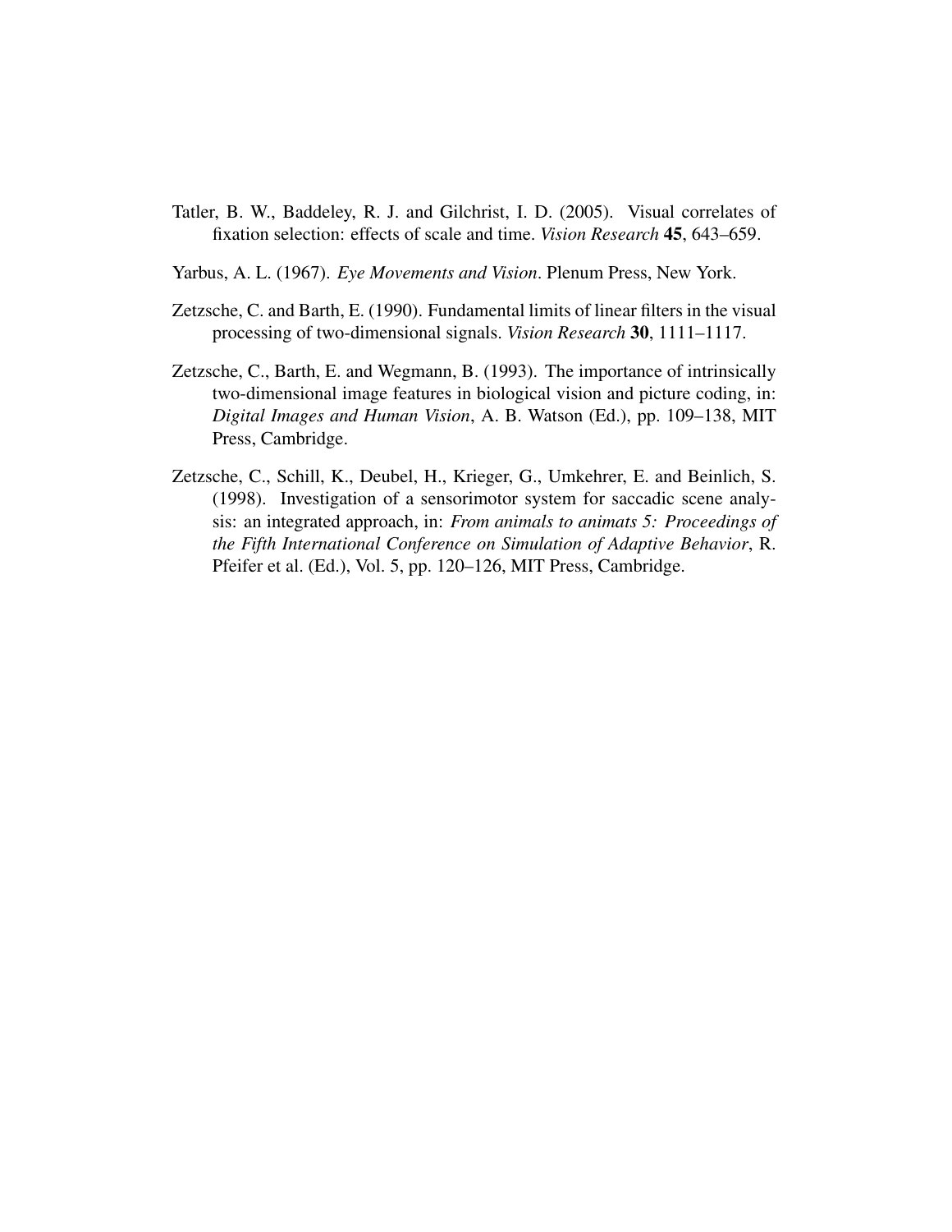Tatler, B. W., Baddeley, R. J. and Gilchrist, I. D. (2005). Visual correlates of fixation selection: effects of scale and time. *Vision Research* **45**, 643–659.

Yarbus, A. L. (1967). *Eye Movements and Vision*. Plenum Press, New York.

Zetzsche, C. and Barth, E. (1990). Fundamental limits of linear filters in the visual processing of two-dimensional signals. *Vision Research* **30**, 1111–1117.

Zetzsche, C., Barth, E. and Wegmann, B. (1993). The importance of intrinsically two-dimensional image features in biological vision and picture coding, in: *Digital Images and Human Vision*, A. B. Watson (Ed.), pp. 109–138, MIT Press, Cambridge.

Zetzsche, C., Schill, K., Deubel, H., Krieger, G., Umkehrer, E. and Beinlich, S. (1998). Investigation of a sensorimotor system for saccadic scene analysis: an integrated approach, in: *From animals to animats 5: Proceedings of the Fifth International Conference on Simulation of Adaptive Behavior*, R. Pfeifer et al. (Ed.), Vol. 5, pp. 120–126, MIT Press, Cambridge.